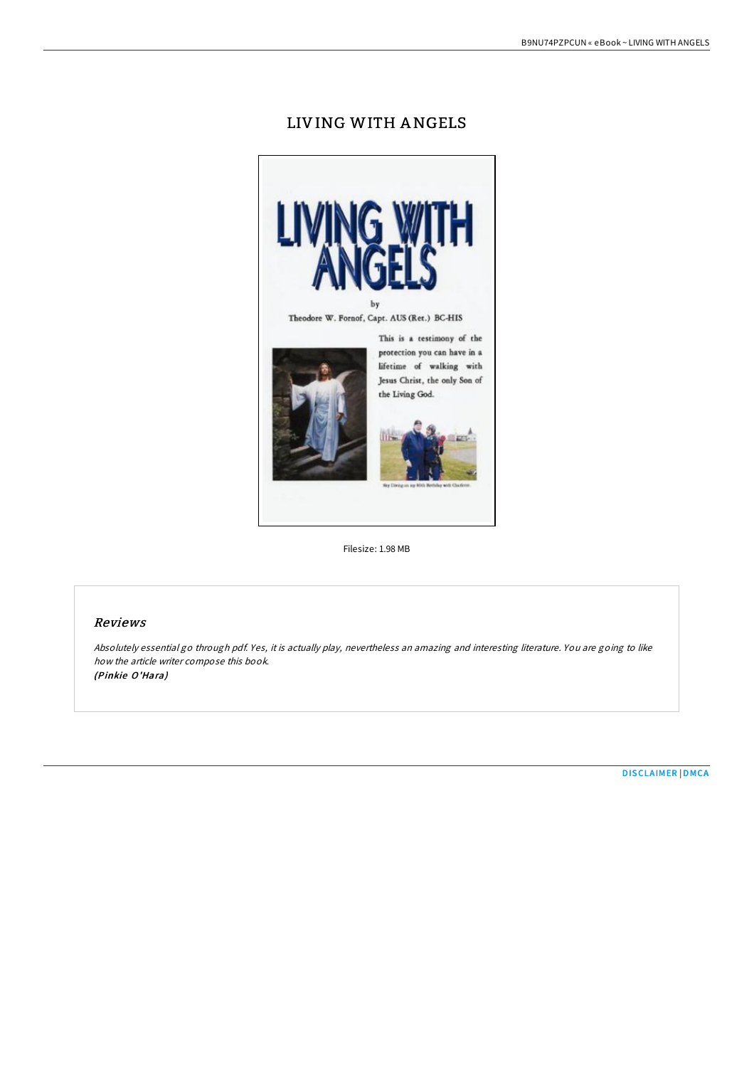# LIVING WITH ANGELS

Filesize: 1.98 MB

## Reviews

*Absolutely essential go through pdf. Yes, it is actually play, nevertheless an amazing and interesting literature. You are going to like how the article writer compose this book.*
***(Pinkie O'Hara)***

DISCLAIMER | DMCA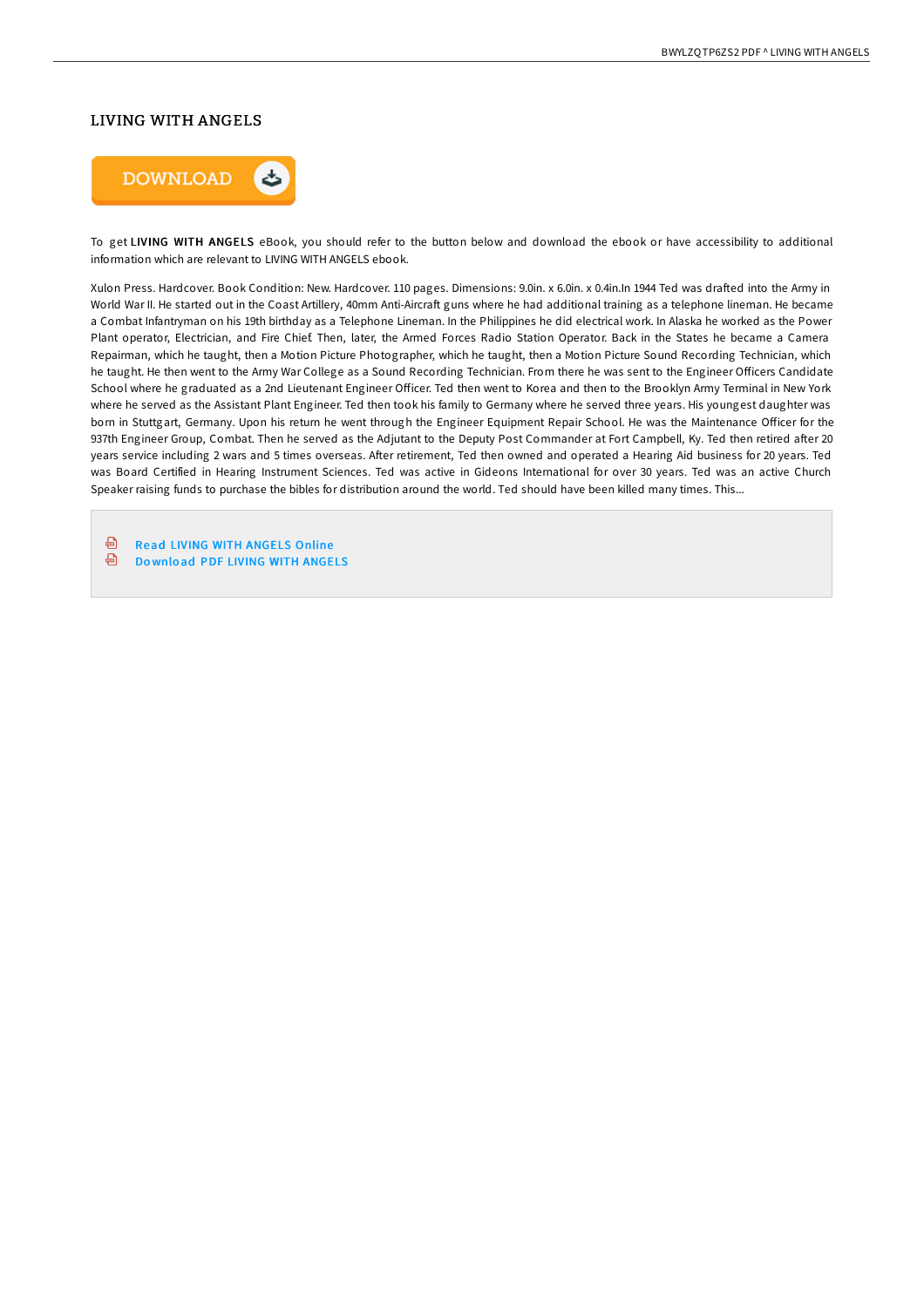# LIVING WITH ANGELS

DOWNLOAD

To get **LIVING WITH ANGELS** eBook, you should refer to the button below and download the ebook or have accessibility to additional information which are relevant to LIVING WITH ANGELS ebook.

Xulon Press. Hardcover. Book Condition: New. Hardcover. 110 pages. Dimensions: 9.0in. x 6.0in. x 0.4in.In 1944 Ted was drafted into the Army in World War II. He started out in the Coast Artillery, 40mm Anti-Aircraft guns where he had additional training as a telephone lineman. He became a Combat Infantryman on his 19th birthday as a Telephone Lineman. In the Philippines he did electrical work. In Alaska he worked as the Power Plant operator, Electrician, and Fire Chief. Then, later, the Armed Forces Radio Station Operator. Back in the States he became a Camera Repairman, which he taught, then a Motion Picture Photographer, which he taught, then a Motion Picture Sound Recording Technician, which he taught. He then went to the Army War College as a Sound Recording Technician. From there he was sent to the Engineer Officers Candidate School where he graduated as a 2nd Lieutenant Engineer Officer. Ted then went to Korea and then to the Brooklyn Army Terminal in New York where he served as the Assistant Plant Engineer. Ted then took his family to Germany where he served three years. His youngest daughter was born in Stuttgart, Germany. Upon his return he went through the Engineer Equipment Repair School. He was the Maintenance Officer for the 937th Engineer Group, Combat. Then he served as the Adjutant to the Deputy Post Commander at Fort Campbell, Ky. Ted then retired after 20 years service including 2 wars and 5 times overseas. After retirement, Ted then owned and operated a Hearing Aid business for 20 years. Ted was Board Certified in Hearing Instrument Sciences. Ted was active in Gideons International for over 30 years. Ted was an active Church Speaker raising funds to purchase the bibles for distribution around the world. Ted should have been killed many times. This...

- Read LIVING WITH ANGELS Online
- Download PDF LIVING WITH ANGELS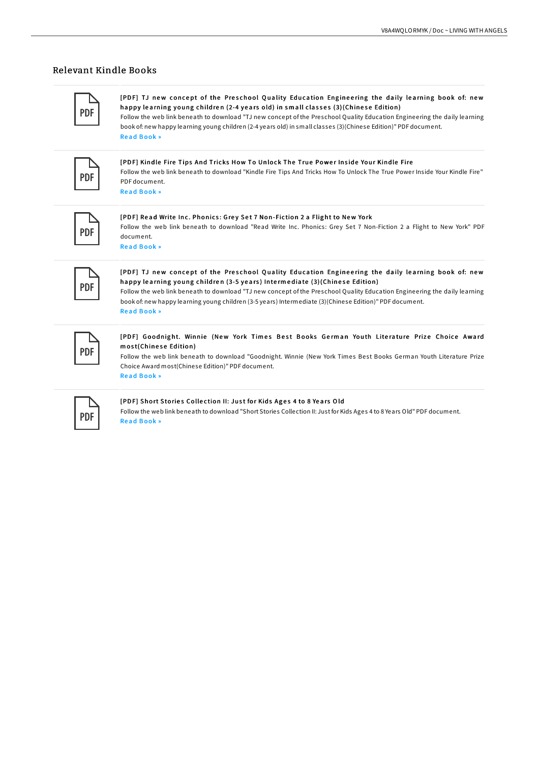## Relevant Kindle Books

**[PDF] TJ new concept of the Preschool Quality Education Engineering the daily learning book of: new happy learning young children (2-4 years old) in small classes (3)(Chinese Edition)**

Follow the web link beneath to download "TJ new concept of the Preschool Quality Education Engineering the daily learning book of: new happy learning young children (2-4 years old) in small classes (3)(Chinese Edition)" PDF document.

Read Book »

**[PDF] Kindle Fire Tips And Tricks How To Unlock The True Power Inside Your Kindle Fire**

Follow the web link beneath to download "Kindle Fire Tips And Tricks How To Unlock The True Power Inside Your Kindle Fire" PDF document.

Read Book »

**[PDF] Read Write Inc. Phonics: Grey Set 7 Non-Fiction 2 a Flight to New York**

Follow the web link beneath to download "Read Write Inc. Phonics: Grey Set 7 Non-Fiction 2 a Flight to New York" PDF document.

Read Book »

**[PDF] TJ new concept of the Preschool Quality Education Engineering the daily learning book of: new happy learning young children (3-5 years) Intermediate (3)(Chinese Edition)**

Follow the web link beneath to download "TJ new concept of the Preschool Quality Education Engineering the daily learning book of: new happy learning young children (3-5 years) Intermediate (3)(Chinese Edition)" PDF document.

Read Book »

**[PDF] Goodnight. Winnie (New York Times Best Books German Youth Literature Prize Choice Award most(Chinese Edition)**

Follow the web link beneath to download "Goodnight. Winnie (New York Times Best Books German Youth Literature Prize Choice Award most(Chinese Edition)" PDF document.

Read Book »

**[PDF] Short Stories Collection II: Just for Kids Ages 4 to 8 Years Old**

Follow the web link beneath to download "Short Stories Collection II: Just for Kids Ages 4 to 8 Years Old" PDF document.

Read Book »